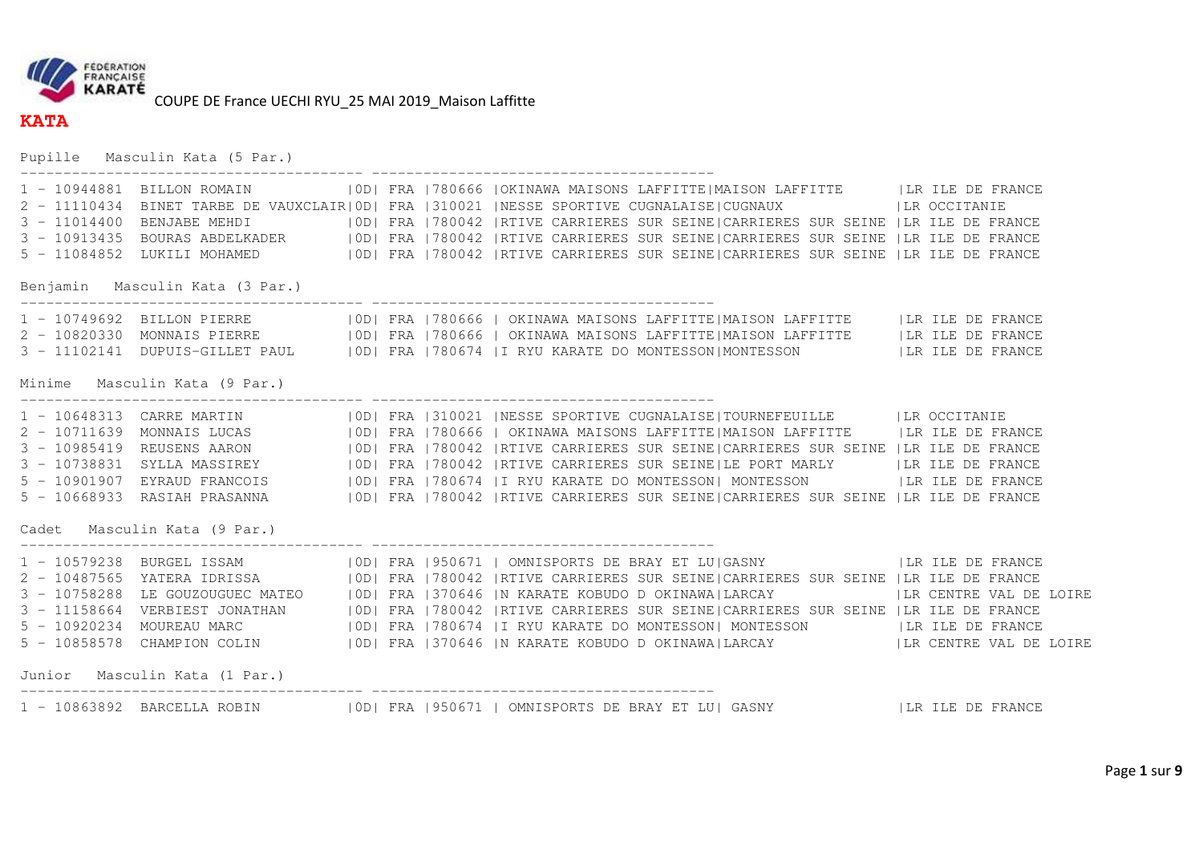FÉDÉRATION FRANÇAISE KARATÉ

COUPE DE France UECHI RYU_25 MAI 2019_Maison Laffitte

# KATA

```
Pupille   Masculin Kata (5 Par.)
---------------------------------------- ---------------------------------------
1 - 10944881  BILLON ROMAIN          |0D| FRA |780666 |OKINAWA MAISONS LAFFITTE|MAISON LAFFITTE      |LR ILE DE FRANCE
2 - 11110434  BINET TARBE DE VAUXCLAIR|0D| FRA |310021 |NESSE SPORTIVE CUGNALAISE|CUGNAUX             |LR OCCITANIE
3 - 11014400  BENJABE MEHDI          |0D| FRA |780042 |RTIVE CARRIERES SUR SEINE|CARRIERES SUR SEINE |LR ILE DE FRANCE
3 - 10913435  BOURAS ABDELKADER      |0D| FRA |780042 |RTIVE CARRIERES SUR SEINE|CARRIERES SUR SEINE |LR ILE DE FRANCE
5 - 11084852  LUKILI MOHAMED         |0D| FRA |780042 |RTIVE CARRIERES SUR SEINE|CARRIERES SUR SEINE |LR ILE DE FRANCE

Benjamin   Masculin Kata (3 Par.)
---------------------------------------- ---------------------------------------
1 - 10749692  BILLON PIERRE          |0D| FRA |780666 | OKINAWA MAISONS LAFFITTE|MAISON LAFFITTE     |LR ILE DE FRANCE
2 - 10820330  MONNAIS PIERRE         |0D| FRA |780666 | OKINAWA MAISONS LAFFITTE|MAISON LAFFITTE     |LR ILE DE FRANCE
3 - 11102141  DUPUIS-GILLET PAUL     |0D| FRA |780674 |I RYU KARATE DO MONTESSON|MONTESSON           |LR ILE DE FRANCE

Minime   Masculin Kata (9 Par.)
---------------------------------------- ---------------------------------------
1 - 10648313  CARRE MARTIN           |0D| FRA |310021 |NESSE SPORTIVE CUGNALAISE|TOURNEFEUILLE       |LR OCCITANIE
2 - 10711639  MONNAIS LUCAS          |0D| FRA |780666 | OKINAWA MAISONS LAFFITTE|MAISON LAFFITTE     |LR ILE DE FRANCE
3 - 10985419  REUSENS AARON          |0D| FRA |780042 |RTIVE CARRIERES SUR SEINE|CARRIERES SUR SEINE |LR ILE DE FRANCE
3 - 10738831  SYLLA MASSIREY         |0D| FRA |780042 |RTIVE CARRIERES SUR SEINE|LE PORT MARLY       |LR ILE DE FRANCE
5 - 10901907  EYRAUD FRANCOIS        |0D| FRA |780674 |I RYU KARATE DO MONTESSON| MONTESSON          |LR ILE DE FRANCE
5 - 10668933  RASIAH PRASANNA        |0D| FRA |780042 |RTIVE CARRIERES SUR SEINE|CARRIERES SUR SEINE |LR ILE DE FRANCE

Cadet   Masculin Kata (9 Par.)
---------------------------------------- ---------------------------------------
1 - 10579238  BURGEL ISSAM           |0D| FRA |950671 | OMNISPORTS DE BRAY ET LU|GASNY               |LR ILE DE FRANCE
2 - 10487565  YATERA IDRISSA         |0D| FRA |780042 |RTIVE CARRIERES SUR SEINE|CARRIERES SUR SEINE |LR ILE DE FRANCE
3 - 10758288  LE GOUZOUGUEC MATEO    |0D| FRA |370646 |N KARATE KOBUDO D OKINAWA|LARCAY              |LR CENTRE VAL DE LOIRE
3 - 11158664  VERBIEST JONATHAN      |0D| FRA |780042 |RTIVE CARRIERES SUR SEINE|CARRIERES SUR SEINE |LR ILE DE FRANCE
5 - 10920234  MOUREAU MARC           |0D| FRA |780674 |I RYU KARATE DO MONTESSON| MONTESSON          |LR ILE DE FRANCE
5 - 10858578  CHAMPION COLIN         |0D| FRA |370646 |N KARATE KOBUDO D OKINAWA|LARCAY              |LR CENTRE VAL DE LOIRE

Junior   Masculin Kata (1 Par.)
---------------------------------------- ---------------------------------------
1 - 10863892  BARCELLA ROBIN         |0D| FRA |950671 | OMNISPORTS DE BRAY ET LU| GASNY              |LR ILE DE FRANCE
```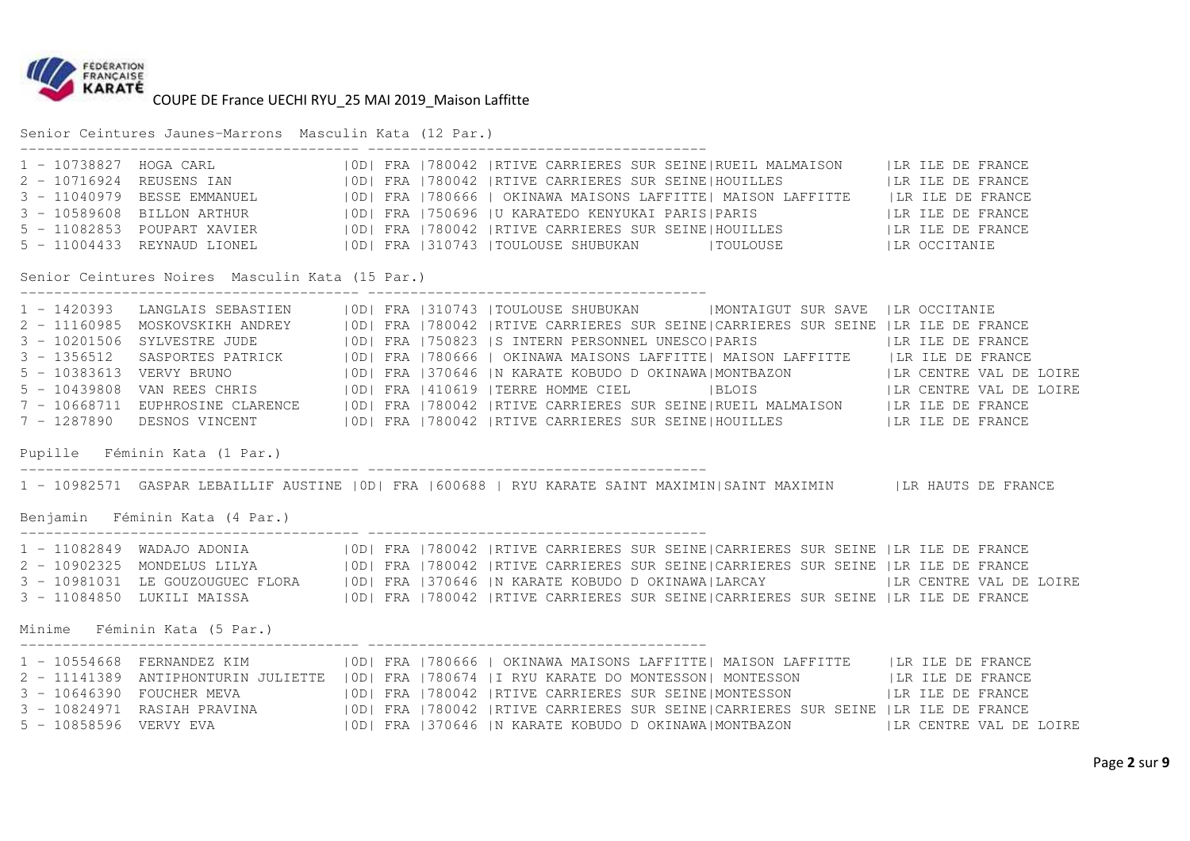COUPE DE France UECHI RYU_25 MAI 2019_Maison Laffitte

## Senior Ceintures Jaunes-Marrons Masculin Kata (12 Par.)

```
1 - 10738827  HOGA CARL               |0D| FRA |780042 |RTIVE CARRIERES SUR SEINE|RUEIL MALMAISON     |LR ILE DE FRANCE
2 - 10716924  REUSENS IAN             |0D| FRA |780042 |RTIVE CARRIERES SUR SEINE|HOUILLES            |LR ILE DE FRANCE
3 - 11040979  BESSE EMMANUEL          |0D| FRA |780666 | OKINAWA MAISONS LAFFITTE| MAISON LAFFITTE    |LR ILE DE FRANCE
3 - 10589608  BILLON ARTHUR           |0D| FRA |750696 |U KARATEDO KENYUKAI PARIS|PARIS               |LR ILE DE FRANCE
5 - 11082853  POUPART XAVIER          |0D| FRA |780042 |RTIVE CARRIERES SUR SEINE|HOUILLES            |LR ILE DE FRANCE
5 - 11004433  REYNAUD LIONEL          |0D| FRA |310743 |TOULOUSE SHUBUKAN        |TOULOUSE            |LR OCCITANIE
```

## Senior Ceintures Noires Masculin Kata (15 Par.)

```
1 - 1420393   LANGLAIS SEBASTIEN      |0D| FRA |310743 |TOULOUSE SHUBUKAN        |MONTAIGUT SUR SAVE  |LR OCCITANIE
2 - 11160985  MOSKOVSKIKH ANDREY      |0D| FRA |780042 |RTIVE CARRIERES SUR SEINE|CARRIERES SUR SEINE |LR ILE DE FRANCE
3 - 10201506  SYLVESTRE JUDE          |0D| FRA |750823 |S INTERN PERSONNEL UNESCO|PARIS               |LR ILE DE FRANCE
3 - 1356512   SASPORTES PATRICK       |0D| FRA |780666 | OKINAWA MAISONS LAFFITTE| MAISON LAFFITTE    |LR ILE DE FRANCE
5 - 10383613  VERVY BRUNO             |0D| FRA |370646 |N KARATE KOBUDO D OKINAWA|MONTBAZON           |LR CENTRE VAL DE LOIRE
5 - 10439808  VAN REES CHRIS          |0D| FRA |410619 |TERRE HOMME CIEL         |BLOIS               |LR CENTRE VAL DE LOIRE
7 - 10668711  EUPHROSINE CLARENCE     |0D| FRA |780042 |RTIVE CARRIERES SUR SEINE|RUEIL MALMAISON     |LR ILE DE FRANCE
7 - 1287890   DESNOS VINCENT          |0D| FRA |780042 |RTIVE CARRIERES SUR SEINE|HOUILLES            |LR ILE DE FRANCE
```

## Pupille Féminin Kata (1 Par.)

```
1 - 10982571  GASPAR LEBAILLIF AUSTINE |0D| FRA |600688 | RYU KARATE SAINT MAXIMIN|SAINT MAXIMIN      |LR HAUTS DE FRANCE
```

## Benjamin Féminin Kata (4 Par.)

```
1 - 11082849  WADAJO ADONIA           |0D| FRA |780042 |RTIVE CARRIERES SUR SEINE|CARRIERES SUR SEINE |LR ILE DE FRANCE
2 - 10902325  MONDELUS LILYA          |0D| FRA |780042 |RTIVE CARRIERES SUR SEINE|CARRIERES SUR SEINE |LR ILE DE FRANCE
3 - 10981031  LE GOUZOUGUEC FLORA     |0D| FRA |370646 |N KARATE KOBUDO D OKINAWA|LARCAY              |LR CENTRE VAL DE LOIRE
3 - 11084850  LUKILI MAISSA           |0D| FRA |780042 |RTIVE CARRIERES SUR SEINE|CARRIERES SUR SEINE |LR ILE DE FRANCE
```

## Minime Féminin Kata (5 Par.)

```
1 - 10554668  FERNANDEZ KIM           |0D| FRA |780666 | OKINAWA MAISONS LAFFITTE| MAISON LAFFITTE    |LR ILE DE FRANCE
2 - 11141389  ANTIPHONTURIN JULIETTE  |0D| FRA |780674 |I RYU KARATE DO MONTESSON| MONTESSON          |LR ILE DE FRANCE
3 - 10646390  FOUCHER MEVA            |0D| FRA |780042 |RTIVE CARRIERES SUR SEINE|MONTESSON           |LR ILE DE FRANCE
3 - 10824971  RASIAH PRAVINA          |0D| FRA |780042 |RTIVE CARRIERES SUR SEINE|CARRIERES SUR SEINE |LR ILE DE FRANCE
5 - 10858596  VERVY EVA               |0D| FRA |370646 |N KARATE KOBUDO D OKINAWA|MONTBAZON           |LR CENTRE VAL DE LOIRE
```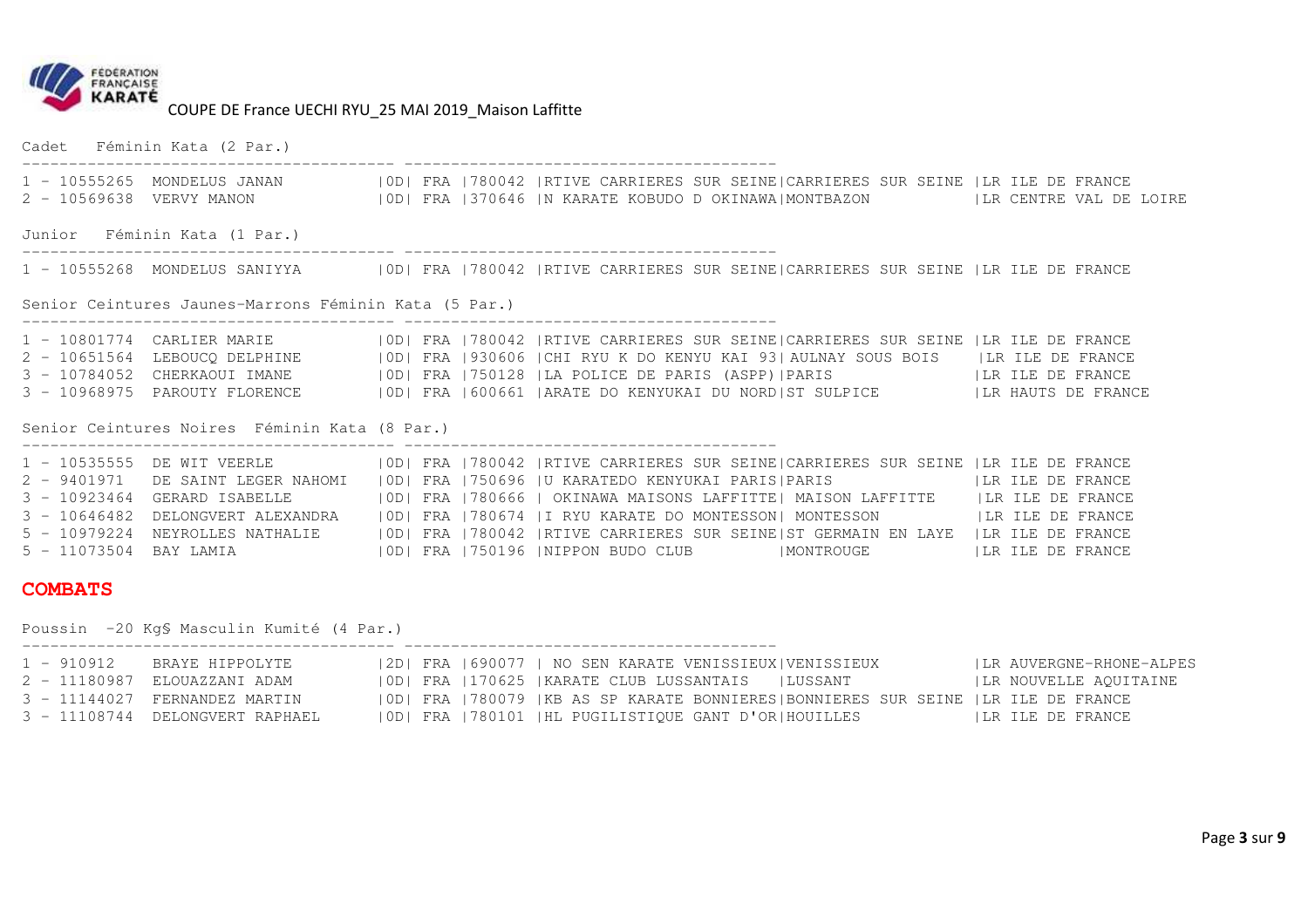COUPE DE France UECHI RYU_25 MAI 2019_Maison Laffitte

Cadet Féminin Kata (2 Par.)

```
1 - 10555265  MONDELUS JANAN        |0D| FRA |780042 |RTIVE CARRIERES SUR SEINE|CARRIERES SUR SEINE |LR ILE DE FRANCE
2 - 10569638  VERVY MANON           |0D| FRA |370646 |N KARATE KOBUDO D OKINAWA|MONTBAZON           |LR CENTRE VAL DE LOIRE
```

Junior Féminin Kata (1 Par.)

```
1 - 10555268  MONDELUS SANIYYA      |0D| FRA |780042 |RTIVE CARRIERES SUR SEINE|CARRIERES SUR SEINE |LR ILE DE FRANCE
```

Senior Ceintures Jaunes-Marrons Féminin Kata (5 Par.)

```
1 - 10801774  CARLIER MARIE         |0D| FRA |780042 |RTIVE CARRIERES SUR SEINE|CARRIERES SUR SEINE |LR ILE DE FRANCE
2 - 10651564  LEBOUCQ DELPHINE      |0D| FRA |930606 |CHI RYU K DO KENYU KAI 93| AULNAY SOUS BOIS   |LR ILE DE FRANCE
3 - 10784052  CHERKAOUI IMANE       |0D| FRA |750128 |LA POLICE DE PARIS (ASPP)|PARIS               |LR ILE DE FRANCE
3 - 10968975  PAROUTY FLORENCE      |0D| FRA |600661 |ARATE DO KENYUKAI DU NORD|ST SULPICE          |LR HAUTS DE FRANCE
```

Senior Ceintures Noires Féminin Kata (8 Par.)

```
1 - 10535555  DE WIT VEERLE         |0D| FRA |780042 |RTIVE CARRIERES SUR SEINE|CARRIERES SUR SEINE |LR ILE DE FRANCE
2 - 9401971   DE SAINT LEGER NAHOMI |0D| FRA |750696 |U KARATEDO KENYUKAI PARIS|PARIS               |LR ILE DE FRANCE
3 - 10923464  GERARD ISABELLE       |0D| FRA |780666 | OKINAWA MAISONS LAFFITTE| MAISON LAFFITTE    |LR ILE DE FRANCE
3 - 10646482  DELONGVERT ALEXANDRA  |0D| FRA |780674 |I RYU KARATE DO MONTESSON| MONTESSON          |LR ILE DE FRANCE
5 - 10979224  NEYROLLES NATHALIE    |0D| FRA |780042 |RTIVE CARRIERES SUR SEINE|ST GERMAIN EN LAYE  |LR ILE DE FRANCE
5 - 11073504  BAY LAMIA             |0D| FRA |750196 |NIPPON BUDO CLUB         |MONTROUGE           |LR ILE DE FRANCE
```

## COMBATS

Poussin -20 Kg§ Masculin Kumité (4 Par.)

```
1 - 910912    BRAYE HIPPOLYTE       |2D| FRA |690077 | NO SEN KARATE VENISSIEUX|VENISSIEUX          |LR AUVERGNE-RHONE-ALPES
2 - 11180987  ELOUAZZANI ADAM       |0D| FRA |170625 |KARATE CLUB LUSSANTAIS   |LUSSANT             |LR NOUVELLE AQUITAINE
3 - 11144027  FERNANDEZ MARTIN      |0D| FRA |780079 |KB AS SP KARATE BONNIERES|BONNIERES SUR SEINE |LR ILE DE FRANCE
3 - 11108744  DELONGVERT RAPHAEL    |0D| FRA |780101 |HL PUGILISTIQUE GANT D'OR|HOUILLES            |LR ILE DE FRANCE
```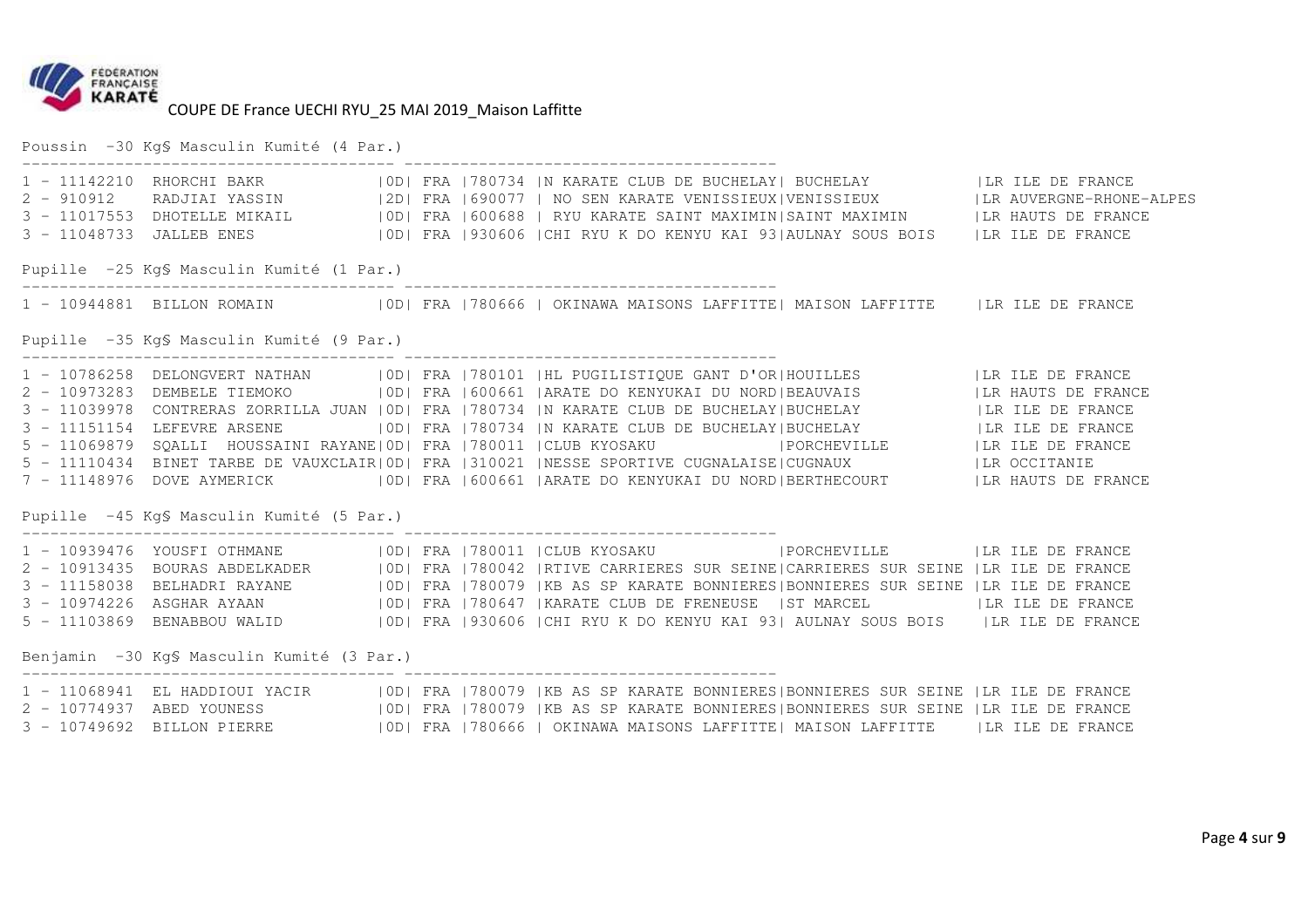COUPE DE France UECHI RYU_25 MAI 2019_Maison Laffitte

## Poussin -30 Kg§ Masculin Kumité (4 Par.)

| Rang | N° | Nom | Grade | Pays | Club N° | Club | Ville | Ligue |
|---|---|---|---|---|---|---|---|---|
| 1 | 11142210 | RHORCHI BAKR | 0D | FRA | 780734 | N KARATE CLUB DE BUCHELAY | BUCHELAY | LR ILE DE FRANCE |
| 2 | 910912 | RADJIAI YASSIN | 2D | FRA | 690077 | NO SEN KARATE VENISSIEUX | VENISSIEUX | LR AUVERGNE-RHONE-ALPES |
| 3 | 11017553 | DHOTELLE MIKAIL | 0D | FRA | 600688 | RYU KARATE SAINT MAXIMIN | SAINT MAXIMIN | LR HAUTS DE FRANCE |
| 3 | 11048733 | JALLEB ENES | 0D | FRA | 930606 | CHI RYU K DO KENYU KAI 93 | AULNAY SOUS BOIS | LR ILE DE FRANCE |

## Pupille -25 Kg§ Masculin Kumité (1 Par.)

| Rang | N° | Nom | Grade | Pays | Club N° | Club | Ville | Ligue |
|---|---|---|---|---|---|---|---|---|
| 1 | 10944881 | BILLON ROMAIN | 0D | FRA | 780666 | OKINAWA MAISONS LAFFITTE | MAISON LAFFITTE | LR ILE DE FRANCE |

## Pupille -35 Kg§ Masculin Kumité (9 Par.)

| Rang | N° | Nom | Grade | Pays | Club N° | Club | Ville | Ligue |
|---|---|---|---|---|---|---|---|---|
| 1 | 10786258 | DELONGVERT NATHAN | 0D | FRA | 780101 | HL PUGILISTIQUE GANT D'OR | HOUILLES | LR ILE DE FRANCE |
| 2 | 10973283 | DEMBELE TIEMOKO | 0D | FRA | 600661 | ARATE DO KENYUKAI DU NORD | BEAUVAIS | LR HAUTS DE FRANCE |
| 3 | 11039978 | CONTRERAS ZORRILLA JUAN | 0D | FRA | 780734 | N KARATE CLUB DE BUCHELAY | BUCHELAY | LR ILE DE FRANCE |
| 3 | 11151154 | LEFEVRE ARSENE | 0D | FRA | 780734 | N KARATE CLUB DE BUCHELAY | BUCHELAY | LR ILE DE FRANCE |
| 5 | 11069879 | SQALLI HOUSSAINI RAYANE | 0D | FRA | 780011 | CLUB KYOSAKU | PORCHEVILLE | LR ILE DE FRANCE |
| 5 | 11110434 | BINET TARBE DE VAUXCLAIR | 0D | FRA | 310021 | NESSE SPORTIVE CUGNALAISE | CUGNAUX | LR OCCITANIE |
| 7 | 11148976 | DOVE AYMERICK | 0D | FRA | 600661 | ARATE DO KENYUKAI DU NORD | BERTHECOURT | LR HAUTS DE FRANCE |

## Pupille -45 Kg§ Masculin Kumité (5 Par.)

| Rang | N° | Nom | Grade | Pays | Club N° | Club | Ville | Ligue |
|---|---|---|---|---|---|---|---|---|
| 1 | 10939476 | YOUSFI OTHMANE | 0D | FRA | 780011 | CLUB KYOSAKU | PORCHEVILLE | LR ILE DE FRANCE |
| 2 | 10913435 | BOURAS ABDELKADER | 0D | FRA | 780042 | RTIVE CARRIERES SUR SEINE | CARRIERES SUR SEINE | LR ILE DE FRANCE |
| 3 | 11158038 | BELHADRI RAYANE | 0D | FRA | 780079 | KB AS SP KARATE BONNIERES | BONNIERES SUR SEINE | LR ILE DE FRANCE |
| 3 | 10974226 | ASGHAR AYAAN | 0D | FRA | 780647 | KARATE CLUB DE FRENEUSE | ST MARCEL | LR ILE DE FRANCE |
| 5 | 11103869 | BENABBOU WALID | 0D | FRA | 930606 | CHI RYU K DO KENYU KAI 93 | AULNAY SOUS BOIS | LR ILE DE FRANCE |

## Benjamin -30 Kg§ Masculin Kumité (3 Par.)

| Rang | N° | Nom | Grade | Pays | Club N° | Club | Ville | Ligue |
|---|---|---|---|---|---|---|---|---|
| 1 | 11068941 | EL HADDIOUI YACIR | 0D | FRA | 780079 | KB AS SP KARATE BONNIERES | BONNIERES SUR SEINE | LR ILE DE FRANCE |
| 2 | 10774937 | ABED YOUNESS | 0D | FRA | 780079 | KB AS SP KARATE BONNIERES | BONNIERES SUR SEINE | LR ILE DE FRANCE |
| 3 | 10749692 | BILLON PIERRE | 0D | FRA | 780666 | OKINAWA MAISONS LAFFITTE | MAISON LAFFITTE | LR ILE DE FRANCE |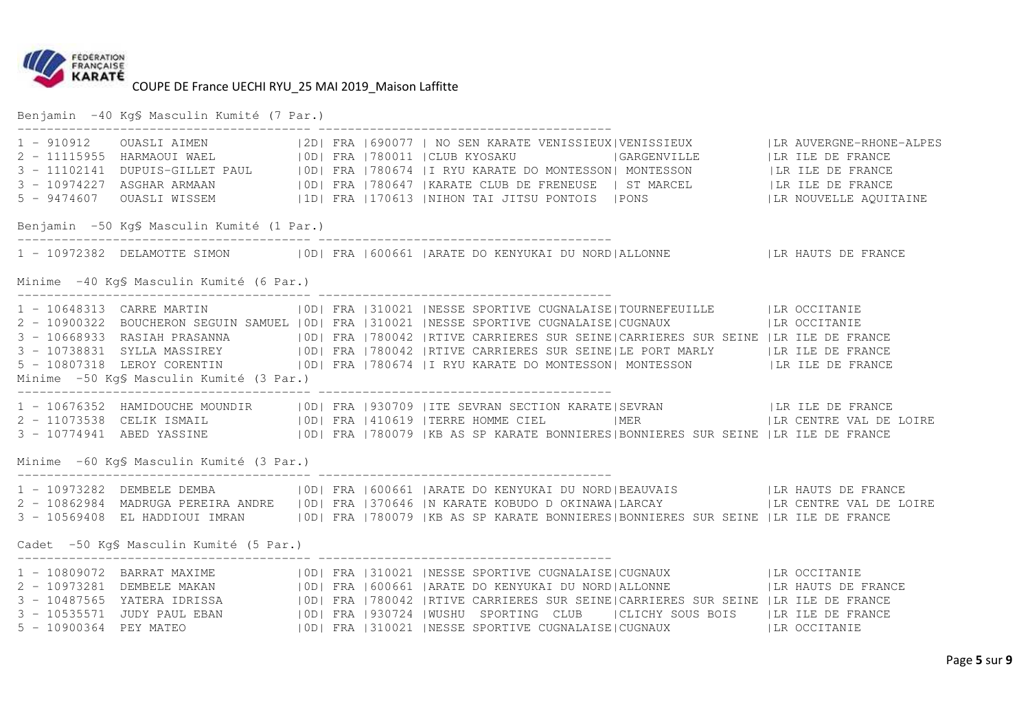COUPE DE France UECHI RYU_25 MAI 2019_Maison Laffitte

Benjamin -40 Kg§ Masculin Kumité (7 Par.)

| Rang | Licence | Nom | Grade | Nat. | Code | Club | Ville | Ligue |
|---|---|---|---|---|---|---|---|---|
| 1 | 910912 | OUASLI AIMEN | 2D | FRA | 690077 | NO SEN KARATE VENISSIEUX | VENISSIEUX | LR AUVERGNE-RHONE-ALPES |
| 2 | 11115955 | HARMAOUI WAEL | 0D | FRA | 780011 | CLUB KYOSAKU | GARGENVILLE | LR ILE DE FRANCE |
| 3 | 11102141 | DUPUIS-GILLET PAUL | 0D | FRA | 780674 | I RYU KARATE DO MONTESSON | MONTESSON | LR ILE DE FRANCE |
| 3 | 10974227 | ASGHAR ARMAAN | 0D | FRA | 780647 | KARATE CLUB DE FRENEUSE | ST MARCEL | LR ILE DE FRANCE |
| 5 | 9474607 | OUASLI WISSEM | 1D | FRA | 170613 | NIHON TAI JITSU PONTOIS | PONS | LR NOUVELLE AQUITAINE |

Benjamin -50 Kg§ Masculin Kumité (1 Par.)

| Rang | Licence | Nom | Grade | Nat. | Code | Club | Ville | Ligue |
|---|---|---|---|---|---|---|---|---|
| 1 | 10972382 | DELAMOTTE SIMON | 0D | FRA | 600661 | ARATE DO KENYUKAI DU NORD | ALLONNE | LR HAUTS DE FRANCE |

Minime -40 Kg§ Masculin Kumité (6 Par.)

| Rang | Licence | Nom | Grade | Nat. | Code | Club | Ville | Ligue |
|---|---|---|---|---|---|---|---|---|
| 1 | 10648313 | CARRE MARTIN | 0D | FRA | 310021 | NESSE SPORTIVE CUGNALAISE | TOURNEFEUILLE | LR OCCITANIE |
| 2 | 10900322 | BOUCHERON SEGUIN SAMUEL | 0D | FRA | 310021 | NESSE SPORTIVE CUGNALAISE | CUGNAUX | LR OCCITANIE |
| 3 | 10668933 | RASIAH PRASANNA | 0D | FRA | 780042 | RTIVE CARRIERES SUR SEINE | CARRIERES SUR SEINE | LR ILE DE FRANCE |
| 3 | 10738831 | SYLLA MASSIREY | 0D | FRA | 780042 | RTIVE CARRIERES SUR SEINE | LE PORT MARLY | LR ILE DE FRANCE |
| 5 | 10807318 | LEROY CORENTIN | 0D | FRA | 780674 | I RYU KARATE DO MONTESSON | MONTESSON | LR ILE DE FRANCE |

Minime -50 Kg§ Masculin Kumité (3 Par.)

| Rang | Licence | Nom | Grade | Nat. | Code | Club | Ville | Ligue |
|---|---|---|---|---|---|---|---|---|
| 1 | 10676352 | HAMIDOUCHE MOUNDIR | 0D | FRA | 930709 | ITE SEVRAN SECTION KARATE | SEVRAN | LR ILE DE FRANCE |
| 2 | 11073538 | CELIK ISMAIL | 0D | FRA | 410619 | TERRE HOMME CIEL | MER | LR CENTRE VAL DE LOIRE |
| 3 | 10774941 | ABED YASSINE | 0D | FRA | 780079 | KB AS SP KARATE BONNIERES | BONNIERES SUR SEINE | LR ILE DE FRANCE |

Minime -60 Kg§ Masculin Kumité (3 Par.)

| Rang | Licence | Nom | Grade | Nat. | Code | Club | Ville | Ligue |
|---|---|---|---|---|---|---|---|---|
| 1 | 10973282 | DEMBELE DEMBA | 0D | FRA | 600661 | ARATE DO KENYUKAI DU NORD | BEAUVAIS | LR HAUTS DE FRANCE |
| 2 | 10862984 | MADRUGA PEREIRA ANDRE | 0D | FRA | 370646 | N KARATE KOBUDO D OKINAWA | LARCAY | LR CENTRE VAL DE LOIRE |
| 3 | 10569408 | EL HADDIOUI IMRAN | 0D | FRA | 780079 | KB AS SP KARATE BONNIERES | BONNIERES SUR SEINE | LR ILE DE FRANCE |

Cadet -50 Kg§ Masculin Kumité (5 Par.)

| Rang | Licence | Nom | Grade | Nat. | Code | Club | Ville | Ligue |
|---|---|---|---|---|---|---|---|---|
| 1 | 10809072 | BARRAT MAXIME | 0D | FRA | 310021 | NESSE SPORTIVE CUGNALAISE | CUGNAUX | LR OCCITANIE |
| 2 | 10973281 | DEMBELE MAKAN | 0D | FRA | 600661 | ARATE DO KENYUKAI DU NORD | ALLONNE | LR HAUTS DE FRANCE |
| 3 | 10487565 | YATERA IDRISSA | 0D | FRA | 780042 | RTIVE CARRIERES SUR SEINE | CARRIERES SUR SEINE | LR ILE DE FRANCE |
| 3 | 10535571 | JUDY PAUL EBAN | 0D | FRA | 930724 | WUSHU SPORTING CLUB | CLICHY SOUS BOIS | LR ILE DE FRANCE |
| 5 | 10900364 | PEY MATEO | 0D | FRA | 310021 | NESSE SPORTIVE CUGNALAISE | CUGNAUX | LR OCCITANIE |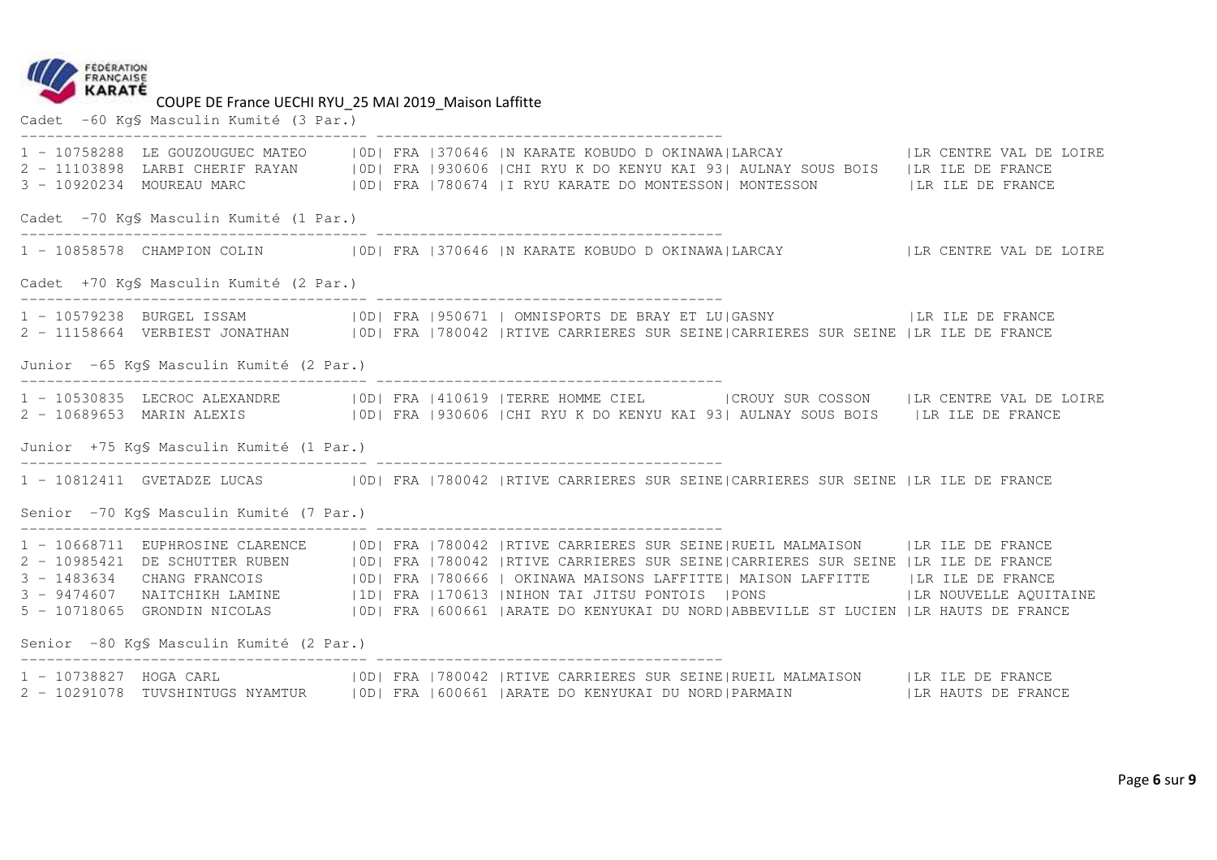COUPE DE France UECHI RYU_25 MAI 2019_Maison Laffitte

## Cadet -60 Kg§ Masculin Kumité (3 Par.)

| Rang | Licence | Nom | Grade | Nat. | Code | Club | Ville | Ligue |
|---|---|---|---|---|---|---|---|---|
| 1 | 10758288 | LE GOUZOUGUEC MATEO | 0D | FRA | 370646 | N KARATE KOBUDO D OKINAWA | LARCAY | LR CENTRE VAL DE LOIRE |
| 2 | 11103898 | LARBI CHERIF RAYAN | 0D | FRA | 930606 | CHI RYU K DO KENYU KAI 93 | AULNAY SOUS BOIS | LR ILE DE FRANCE |
| 3 | 10920234 | MOUREAU MARC | 0D | FRA | 780674 | I RYU KARATE DO MONTESSON | MONTESSON | LR ILE DE FRANCE |

## Cadet -70 Kg§ Masculin Kumité (1 Par.)

| Rang | Licence | Nom | Grade | Nat. | Code | Club | Ville | Ligue |
|---|---|---|---|---|---|---|---|---|
| 1 | 10858578 | CHAMPION COLIN | 0D | FRA | 370646 | N KARATE KOBUDO D OKINAWA | LARCAY | LR CENTRE VAL DE LOIRE |

## Cadet +70 Kg§ Masculin Kumité (2 Par.)

| Rang | Licence | Nom | Grade | Nat. | Code | Club | Ville | Ligue |
|---|---|---|---|---|---|---|---|---|
| 1 | 10579238 | BURGEL ISSAM | 0D | FRA | 950671 | OMNISPORTS DE BRAY ET LU | GASNY | LR ILE DE FRANCE |
| 2 | 11158664 | VERBIEST JONATHAN | 0D | FRA | 780042 | RTIVE CARRIERES SUR SEINE | CARRIERES SUR SEINE | LR ILE DE FRANCE |

## Junior -65 Kg§ Masculin Kumité (2 Par.)

| Rang | Licence | Nom | Grade | Nat. | Code | Club | Ville | Ligue |
|---|---|---|---|---|---|---|---|---|
| 1 | 10530835 | LECROC ALEXANDRE | 0D | FRA | 410619 | TERRE HOMME CIEL | CROUY SUR COSSON | LR CENTRE VAL DE LOIRE |
| 2 | 10689653 | MARIN ALEXIS | 0D | FRA | 930606 | CHI RYU K DO KENYU KAI 93 | AULNAY SOUS BOIS | LR ILE DE FRANCE |

## Junior +75 Kg§ Masculin Kumité (1 Par.)

| Rang | Licence | Nom | Grade | Nat. | Code | Club | Ville | Ligue |
|---|---|---|---|---|---|---|---|---|
| 1 | 10812411 | GVETADZE LUCAS | 0D | FRA | 780042 | RTIVE CARRIERES SUR SEINE | CARRIERES SUR SEINE | LR ILE DE FRANCE |

## Senior -70 Kg§ Masculin Kumité (7 Par.)

| Rang | Licence | Nom | Grade | Nat. | Code | Club | Ville | Ligue |
|---|---|---|---|---|---|---|---|---|
| 1 | 10668711 | EUPHROSINE CLARENCE | 0D | FRA | 780042 | RTIVE CARRIERES SUR SEINE | RUEIL MALMAISON | LR ILE DE FRANCE |
| 2 | 10985421 | DE SCHUTTER RUBEN | 0D | FRA | 780042 | RTIVE CARRIERES SUR SEINE | CARRIERES SUR SEINE | LR ILE DE FRANCE |
| 3 | 1483634 | CHANG FRANCOIS | 0D | FRA | 780666 | OKINAWA MAISONS LAFFITTE | MAISON LAFFITTE | LR ILE DE FRANCE |
| 3 | 9474607 | NAITCHIKH LAMINE | 1D | FRA | 170613 | NIHON TAI JITSU PONTOIS | PONS | LR NOUVELLE AQUITAINE |
| 5 | 10718065 | GRONDIN NICOLAS | 0D | FRA | 600661 | ARATE DO KENYUKAI DU NORD | ABBEVILLE ST LUCIEN | LR HAUTS DE FRANCE |

## Senior -80 Kg§ Masculin Kumité (2 Par.)

| Rang | Licence | Nom | Grade | Nat. | Code | Club | Ville | Ligue |
|---|---|---|---|---|---|---|---|---|
| 1 | 10738827 | HOGA CARL | 0D | FRA | 780042 | RTIVE CARRIERES SUR SEINE | RUEIL MALMAISON | LR ILE DE FRANCE |
| 2 | 10291078 | TUVSHINTUGS NYAMTUR | 0D | FRA | 600661 | ARATE DO KENYUKAI DU NORD | PARMAIN | LR HAUTS DE FRANCE |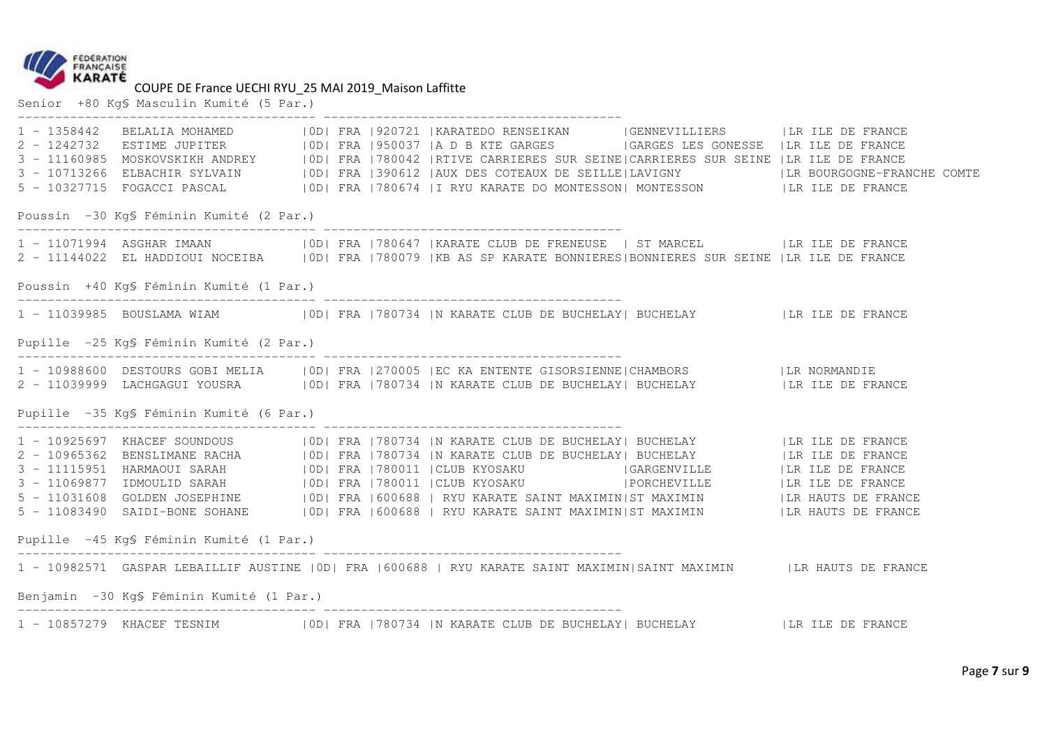COUPE DE France UECHI RYU_25 MAI 2019_Maison Laffitte

Senior +80 Kg§ Masculin Kumité (5 Par.)

| Rang | Licence | Nom | Grade | Nat. | Club N° | Club | Ville | Ligue |
|---|---|---|---|---|---|---|---|---|
| 1 | 1358442 | BELALIA MOHAMED | 0D | FRA | 920721 | KARATEDO RENSEIKAN | GENNEVILLIERS | LR ILE DE FRANCE |
| 2 | 1242732 | ESTIME JUPITER | 0D | FRA | 950037 | A D B KTE GARGES | GARGES LES GONESSE | LR ILE DE FRANCE |
| 3 | 11160985 | MOSKOVSKIKH ANDREY | 0D | FRA | 780042 | RTIVE CARRIERES SUR SEINE | CARRIERES SUR SEINE | LR ILE DE FRANCE |
| 3 | 10713266 | ELBACHIR SYLVAIN | 0D | FRA | 390612 | AUX DES COTEAUX DE SEILLE | LAVIGNY | LR BOURGOGNE-FRANCHE COMTE |
| 5 | 10327715 | FOGACCI PASCAL | 0D | FRA | 780674 | I RYU KARATE DO MONTESSON | MONTESSON | LR ILE DE FRANCE |

Poussin -30 Kg§ Féminin Kumité (2 Par.)

| Rang | Licence | Nom | Grade | Nat. | Club N° | Club | Ville | Ligue |
|---|---|---|---|---|---|---|---|---|
| 1 | 11071994 | ASGHAR IMAAN | 0D | FRA | 780647 | KARATE CLUB DE FRENEUSE | ST MARCEL | LR ILE DE FRANCE |
| 2 | 11144022 | EL HADDIOUI NOCEIBA | 0D | FRA | 780079 | KB AS SP KARATE BONNIERES | BONNIERES SUR SEINE | LR ILE DE FRANCE |

Poussin +40 Kg§ Féminin Kumité (1 Par.)

| Rang | Licence | Nom | Grade | Nat. | Club N° | Club | Ville | Ligue |
|---|---|---|---|---|---|---|---|---|
| 1 | 11039985 | BOUSLAMA WIAM | 0D | FRA | 780734 | N KARATE CLUB DE BUCHELAY | BUCHELAY | LR ILE DE FRANCE |

Pupille -25 Kg§ Féminin Kumité (2 Par.)

| Rang | Licence | Nom | Grade | Nat. | Club N° | Club | Ville | Ligue |
|---|---|---|---|---|---|---|---|---|
| 1 | 10988600 | DESTOURS GOBI MELIA | 0D | FRA | 270005 | EC KA ENTENTE GISORSIENNE | CHAMBORS | LR NORMANDIE |
| 2 | 11039999 | LACHGAGUI YOUSRA | 0D | FRA | 780734 | N KARATE CLUB DE BUCHELAY | BUCHELAY | LR ILE DE FRANCE |

Pupille -35 Kg§ Féminin Kumité (6 Par.)

| Rang | Licence | Nom | Grade | Nat. | Club N° | Club | Ville | Ligue |
|---|---|---|---|---|---|---|---|---|
| 1 | 10925697 | KHACEF SOUNDOUS | 0D | FRA | 780734 | N KARATE CLUB DE BUCHELAY | BUCHELAY | LR ILE DE FRANCE |
| 2 | 10965362 | BENSLIMANE RACHA | 0D | FRA | 780734 | N KARATE CLUB DE BUCHELAY | BUCHELAY | LR ILE DE FRANCE |
| 3 | 11115951 | HARMAOUI SARAH | 0D | FRA | 780011 | CLUB KYOSAKU | GARGENVILLE | LR ILE DE FRANCE |
| 3 | 11069877 | IDMOULID SARAH | 0D | FRA | 780011 | CLUB KYOSAKU | PORCHEVILLE | LR ILE DE FRANCE |
| 5 | 11031608 | GOLDEN JOSEPHINE | 0D | FRA | 600688 | RYU KARATE SAINT MAXIMIN | ST MAXIMIN | LR HAUTS DE FRANCE |
| 5 | 11083490 | SAIDI-BONE SOHANE | 0D | FRA | 600688 | RYU KARATE SAINT MAXIMIN | ST MAXIMIN | LR HAUTS DE FRANCE |

Pupille -45 Kg§ Féminin Kumité (1 Par.)

| Rang | Licence | Nom | Grade | Nat. | Club N° | Club | Ville | Ligue |
|---|---|---|---|---|---|---|---|---|
| 1 | 10982571 | GASPAR LEBAILLIF AUSTINE | 0D | FRA | 600688 | RYU KARATE SAINT MAXIMIN | SAINT MAXIMIN | LR HAUTS DE FRANCE |

Benjamin -30 Kg§ Féminin Kumité (1 Par.)

| Rang | Licence | Nom | Grade | Nat. | Club N° | Club | Ville | Ligue |
|---|---|---|---|---|---|---|---|---|
| 1 | 10857279 | KHACEF TESNIM | 0D | FRA | 780734 | N KARATE CLUB DE BUCHELAY | BUCHELAY | LR ILE DE FRANCE |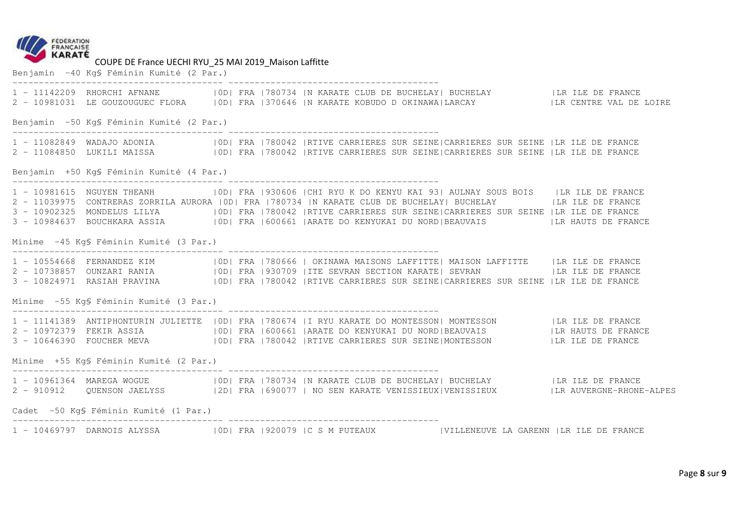COUPE DE France UECHI RYU_25 MAI 2019_Maison Laffitte

Benjamin -40 Kg§ Féminin Kumité (2 Par.)

```
----------------------------------------- ----------------------------------------
1 - 11142209  RHORCHI AFNANE           |0D| FRA |780734 |N KARATE CLUB DE BUCHELAY| BUCHELAY           |LR ILE DE FRANCE
2 - 10981031  LE GOUZOUGUEC FLORA      |0D| FRA |370646 |N KARATE KOBUDO D OKINAWA|LARCAY              |LR CENTRE VAL DE LOIRE
```

Benjamin -50 Kg§ Féminin Kumité (2 Par.)

```
----------------------------------------- ----------------------------------------
1 - 11082849  WADAJO ADONIA            |0D| FRA |780042 |RTIVE CARRIERES SUR SEINE|CARRIERES SUR SEINE |LR ILE DE FRANCE
2 - 11084850  LUKILI MAISSA            |0D| FRA |780042 |RTIVE CARRIERES SUR SEINE|CARRIERES SUR SEINE |LR ILE DE FRANCE
```

Benjamin +50 Kg§ Féminin Kumité (4 Par.)

```
----------------------------------------- ----------------------------------------
1 - 10981615  NGUYEN THEANH            |0D| FRA |930606 |CHI RYU K DO KENYU KAI 93| AULNAY SOUS BOIS    |LR ILE DE FRANCE
2 - 11039975  CONTRERAS ZORRILA AURORA |0D| FRA |780734 |N KARATE CLUB DE BUCHELAY| BUCHELAY           |LR ILE DE FRANCE
3 - 10902325  MONDELUS LILYA           |0D| FRA |780042 |RTIVE CARRIERES SUR SEINE|CARRIERES SUR SEINE |LR ILE DE FRANCE
3 - 10984637  BOUCHKARA ASSIA          |0D| FRA |600661 |ARATE DO KENYUKAI DU NORD|BEAUVAIS            |LR HAUTS DE FRANCE
```

Minime -45 Kg§ Féminin Kumité (3 Par.)

```
----------------------------------------- ----------------------------------------
1 - 10554668  FERNANDEZ KIM            |0D| FRA |780666 | OKINAWA MAISONS LAFFITTE| MAISON LAFFITTE    |LR ILE DE FRANCE
2 - 10738857  OUNZARI RANIA            |0D| FRA |930709 |ITE SEVRAN SECTION KARATE| SEVRAN             |LR ILE DE FRANCE
3 - 10824971  RASIAH PRAVINA           |0D| FRA |780042 |RTIVE CARRIERES SUR SEINE|CARRIERES SUR SEINE |LR ILE DE FRANCE
```

Minime -55 Kg§ Féminin Kumité (3 Par.)

```
----------------------------------------- ----------------------------------------
1 - 11141389  ANTIPHONTURIN JULIETTE   |0D| FRA |780674 |I RYU KARATE DO MONTESSON| MONTESSON          |LR ILE DE FRANCE
2 - 10972379  FEKIR ASSIA              |0D| FRA |600661 |ARATE DO KENYUKAI DU NORD|BEAUVAIS            |LR HAUTS DE FRANCE
3 - 10646390  FOUCHER MEVA             |0D| FRA |780042 |RTIVE CARRIERES SUR SEINE|MONTESSON           |LR ILE DE FRANCE
```

Minime +55 Kg§ Féminin Kumité (2 Par.)

```
----------------------------------------- ----------------------------------------
1 - 10961364  MAREGA WOGUE             |0D| FRA |780734 |N KARATE CLUB DE BUCHELAY| BUCHELAY           |LR ILE DE FRANCE
2 - 910912    QUENSON JAELYSS          |2D| FRA |690077 | NO SEN KARATE VENISSIEUX|VENISSIEUX          |LR AUVERGNE-RHONE-ALPES
```

Cadet -50 Kg§ Féminin Kumité (1 Par.)

```
----------------------------------------- ----------------------------------------
1 - 10469797  DARNOIS ALYSSA           |0D| FRA |920079 |C S M PUTEAUX            |VILLENEUVE LA GARENN |LR ILE DE FRANCE
```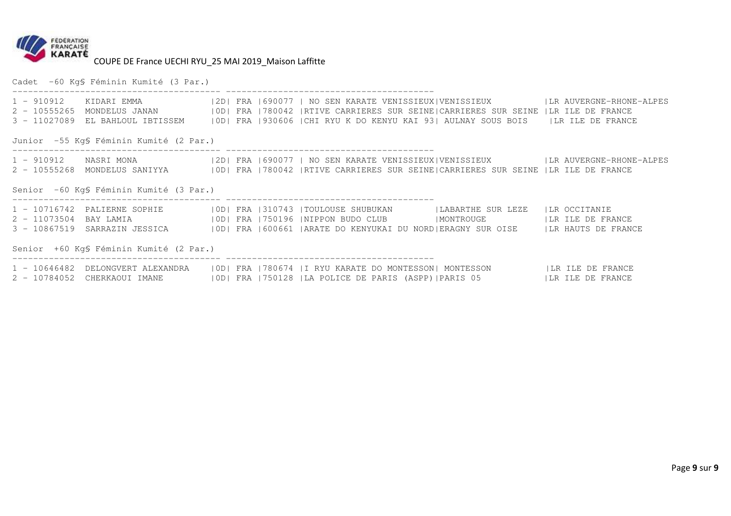COUPE DE France UECHI RYU_25 MAI 2019_Maison Laffitte

Cadet -60 Kg§ Féminin Kumité (3 Par.)

| | | | | | | | |
|---|---|---|---|---|---|---|---|
| 1 - 910912 | KIDARI EMMA | 2D | FRA | 690077 | NO SEN KARATE VENISSIEUX | VENISSIEUX | LR AUVERGNE-RHONE-ALPES |
| 2 - 10555265 | MONDELUS JANAN | 0D | FRA | 780042 | RTIVE CARRIERES SUR SEINE | CARRIERES SUR SEINE | LR ILE DE FRANCE |
| 3 - 11027089 | EL BAHLOUL IBTISSEM | 0D | FRA | 930606 | CHI RYU K DO KENYU KAI 93 | AULNAY SOUS BOIS | LR ILE DE FRANCE |

Junior -55 Kg§ Féminin Kumité (2 Par.)

| | | | | | | | |
|---|---|---|---|---|---|---|---|
| 1 - 910912 | NASRI MONA | 2D | FRA | 690077 | NO SEN KARATE VENISSIEUX | VENISSIEUX | LR AUVERGNE-RHONE-ALPES |
| 2 - 10555268 | MONDELUS SANIYYA | 0D | FRA | 780042 | RTIVE CARRIERES SUR SEINE | CARRIERES SUR SEINE | LR ILE DE FRANCE |

Senior -60 Kg§ Féminin Kumité (3 Par.)

| | | | | | | | |
|---|---|---|---|---|---|---|---|
| 1 - 10716742 | PALIERNE SOPHIE | 0D | FRA | 310743 | TOULOUSE SHUBUKAN | LABARTHE SUR LEZE | LR OCCITANIE |
| 2 - 11073504 | BAY LAMIA | 0D | FRA | 750196 | NIPPON BUDO CLUB | MONTROUGE | LR ILE DE FRANCE |
| 3 - 10867519 | SARRAZIN JESSICA | 0D | FRA | 600661 | ARATE DO KENYUKAI DU NORD | ERAGNY SUR OISE | LR HAUTS DE FRANCE |

Senior +60 Kg§ Féminin Kumité (2 Par.)

| | | | | | | | |
|---|---|---|---|---|---|---|---|
| 1 - 10646482 | DELONGVERT ALEXANDRA | 0D | FRA | 780674 | I RYU KARATE DO MONTESSON | MONTESSON | LR ILE DE FRANCE |
| 2 - 10784052 | CHERKAOUI IMANE | 0D | FRA | 750128 | LA POLICE DE PARIS (ASPP) | PARIS 05 | LR ILE DE FRANCE |